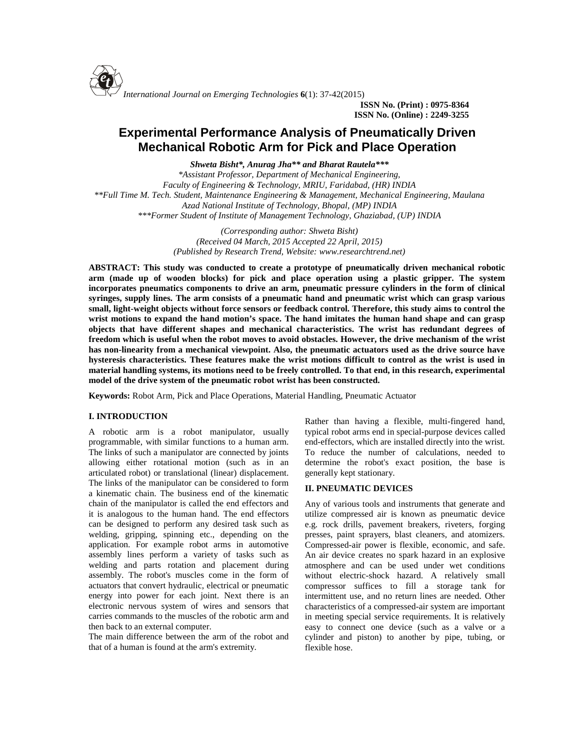ISSN No. (Print) : 0975-8364
ISSN No. (Online) : 2249-3255

# Experimental Performance Analysis of Pneumatically Driven Mechanical Robotic Arm for Pick and Place Operation

***Shweta Bisht*, Anurag Jha** and Bharat Rautela*****

*\*Assistant Professor, Department of Mechanical Engineering, Faculty of Engineering & Technology, MRIU, Faridabad, (HR) INDIA*
*\*\*Full Time M. Tech. Student, Maintenance Engineering & Management, Mechanical Engineering, Maulana Azad National Institute of Technology, Bhopal, (MP) INDIA*
*\*\*\*Former Student of Institute of Management Technology, Ghaziabad, (UP) INDIA*

*(Corresponding author: Shweta Bisht)*
*(Received 04 March, 2015 Accepted 22 April, 2015)*
*(Published by Research Trend, Website: www.researchtrend.net)*

**ABSTRACT: This study was conducted to create a prototype of pneumatically driven mechanical robotic arm (made up of wooden blocks) for pick and place operation using a plastic gripper. The system incorporates pneumatics components to drive an arm, pneumatic pressure cylinders in the form of clinical syringes, supply lines. The arm consists of a pneumatic hand and pneumatic wrist which can grasp various small, light-weight objects without force sensors or feedback control. Therefore, this study aims to control the wrist motions to expand the hand motion's space. The hand imitates the human hand shape and can grasp objects that have different shapes and mechanical characteristics. The wrist has redundant degrees of freedom which is useful when the robot moves to avoid obstacles. However, the drive mechanism of the wrist has non-linearity from a mechanical viewpoint. Also, the pneumatic actuators used as the drive source have hysteresis characteristics. These features make the wrist motions difficult to control as the wrist is used in material handling systems, its motions need to be freely controlled. To that end, in this research, experimental model of the drive system of the pneumatic robot wrist has been constructed.**

**Keywords:** Robot Arm, Pick and Place Operations, Material Handling, Pneumatic Actuator

## I. INTRODUCTION

A robotic arm is a robot manipulator, usually programmable, with similar functions to a human arm. The links of such a manipulator are connected by joints allowing either rotational motion (such as in an articulated robot) or translational (linear) displacement. The links of the manipulator can be considered to form a kinematic chain. The business end of the kinematic chain of the manipulator is called the end effectors and it is analogous to the human hand. The end effectors can be designed to perform any desired task such as welding, gripping, spinning etc., depending on the application. For example robot arms in automotive assembly lines perform a variety of tasks such as welding and parts rotation and placement during assembly. The robot's muscles come in the form of actuators that convert hydraulic, electrical or pneumatic energy into power for each joint. Next there is an electronic nervous system of wires and sensors that carries commands to the muscles of the robotic arm and then back to an external computer.

The main difference between the arm of the robot and that of a human is found at the arm's extremity. Rather than having a flexible, multi-fingered hand, typical robot arms end in special-purpose devices called end-effectors, which are installed directly into the wrist. To reduce the number of calculations, needed to determine the robot's exact position, the base is generally kept stationary.

## II. PNEUMATIC DEVICES

Any of various tools and instruments that generate and utilize compressed air is known as pneumatic device e.g. rock drills, pavement breakers, riveters, forging presses, paint sprayers, blast cleaners, and atomizers. Compressed-air power is flexible, economic, and safe. An air device creates no spark hazard in an explosive atmosphere and can be used under wet conditions without electric-shock hazard. A relatively small compressor suffices to fill a storage tank for intermittent use, and no return lines are needed. Other characteristics of a compressed-air system are important in meeting special service requirements. It is relatively easy to connect one device (such as a valve or a cylinder and piston) to another by pipe, tubing, or flexible hose.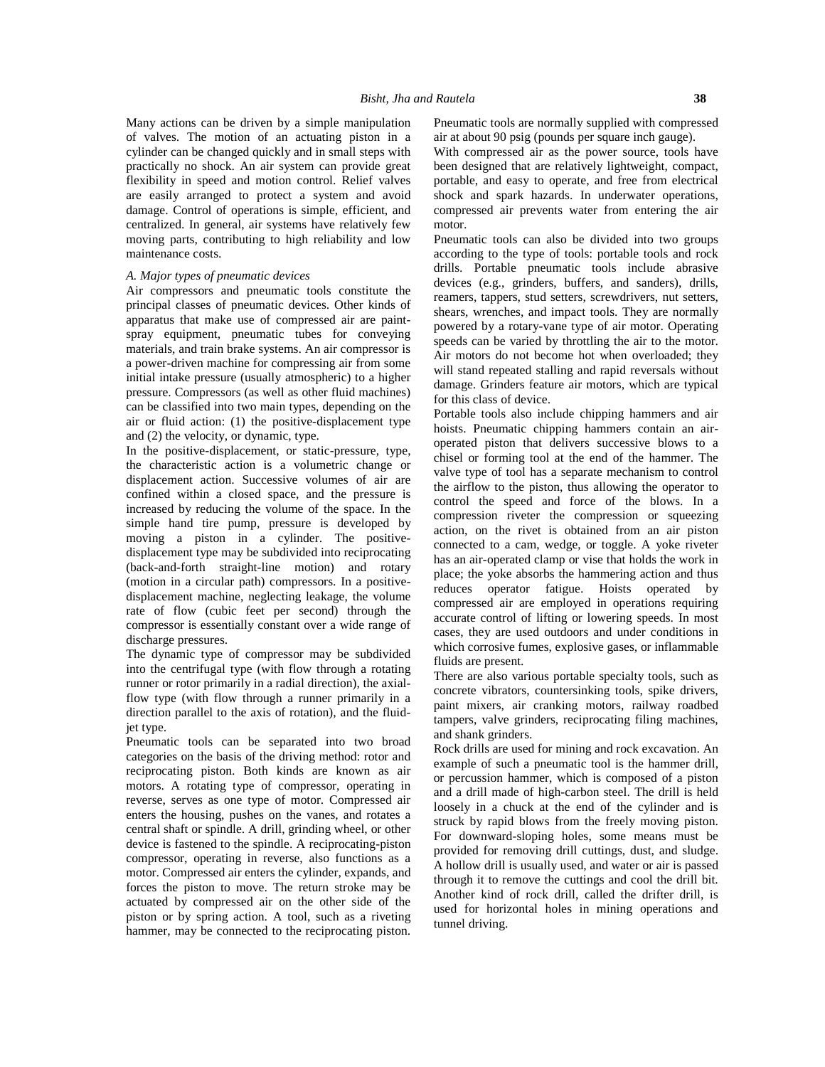Many actions can be driven by a simple manipulation of valves. The motion of an actuating piston in a cylinder can be changed quickly and in small steps with practically no shock. An air system can provide great flexibility in speed and motion control. Relief valves are easily arranged to protect a system and avoid damage. Control of operations is simple, efficient, and centralized. In general, air systems have relatively few moving parts, contributing to high reliability and low maintenance costs.

### *A. Major types of pneumatic devices*

Air compressors and pneumatic tools constitute the principal classes of pneumatic devices. Other kinds of apparatus that make use of compressed air are paint-spray equipment, pneumatic tubes for conveying materials, and train brake systems. An air compressor is a power-driven machine for compressing air from some initial intake pressure (usually atmospheric) to a higher pressure. Compressors (as well as other fluid machines) can be classified into two main types, depending on the air or fluid action: (1) the positive-displacement type and (2) the velocity, or dynamic, type.

In the positive-displacement, or static-pressure, type, the characteristic action is a volumetric change or displacement action. Successive volumes of air are confined within a closed space, and the pressure is increased by reducing the volume of the space. In the simple hand tire pump, pressure is developed by moving a piston in a cylinder. The positive-displacement type may be subdivided into reciprocating (back-and-forth straight-line motion) and rotary (motion in a circular path) compressors. In a positive-displacement machine, neglecting leakage, the volume rate of flow (cubic feet per second) through the compressor is essentially constant over a wide range of discharge pressures.

The dynamic type of compressor may be subdivided into the centrifugal type (with flow through a rotating runner or rotor primarily in a radial direction), the axial-flow type (with flow through a runner primarily in a direction parallel to the axis of rotation), and the fluid-jet type.

Pneumatic tools can be separated into two broad categories on the basis of the driving method: rotor and reciprocating piston. Both kinds are known as air motors. A rotating type of compressor, operating in reverse, serves as one type of motor. Compressed air enters the housing, pushes on the vanes, and rotates a central shaft or spindle. A drill, grinding wheel, or other device is fastened to the spindle. A reciprocating-piston compressor, operating in reverse, also functions as a motor. Compressed air enters the cylinder, expands, and forces the piston to move. The return stroke may be actuated by compressed air on the other side of the piston or by spring action. A tool, such as a riveting hammer, may be connected to the reciprocating piston. Pneumatic tools are normally supplied with compressed air at about 90 psig (pounds per square inch gauge).

With compressed air as the power source, tools have been designed that are relatively lightweight, compact, portable, and easy to operate, and free from electrical shock and spark hazards. In underwater operations, compressed air prevents water from entering the air motor.

Pneumatic tools can also be divided into two groups according to the type of tools: portable tools and rock drills. Portable pneumatic tools include abrasive devices (e.g., grinders, buffers, and sanders), drills, reamers, tappers, stud setters, screwdrivers, nut setters, shears, wrenches, and impact tools. They are normally powered by a rotary-vane type of air motor. Operating speeds can be varied by throttling the air to the motor. Air motors do not become hot when overloaded; they will stand repeated stalling and rapid reversals without damage. Grinders feature air motors, which are typical for this class of device.

Portable tools also include chipping hammers and air hoists. Pneumatic chipping hammers contain an air-operated piston that delivers successive blows to a chisel or forming tool at the end of the hammer. The valve type of tool has a separate mechanism to control the airflow to the piston, thus allowing the operator to control the speed and force of the blows. In a compression riveter the compression or squeezing action, on the rivet is obtained from an air piston connected to a cam, wedge, or toggle. A yoke riveter has an air-operated clamp or vise that holds the work in place; the yoke absorbs the hammering action and thus reduces operator fatigue. Hoists operated by compressed air are employed in operations requiring accurate control of lifting or lowering speeds. In most cases, they are used outdoors and under conditions in which corrosive fumes, explosive gases, or inflammable fluids are present.

There are also various portable specialty tools, such as concrete vibrators, countersinking tools, spike drivers, paint mixers, air cranking motors, railway roadbed tampers, valve grinders, reciprocating filing machines, and shank grinders.

Rock drills are used for mining and rock excavation. An example of such a pneumatic tool is the hammer drill, or percussion hammer, which is composed of a piston and a drill made of high-carbon steel. The drill is held loosely in a chuck at the end of the cylinder and is struck by rapid blows from the freely moving piston. For downward-sloping holes, some means must be provided for removing drill cuttings, dust, and sludge. A hollow drill is usually used, and water or air is passed through it to remove the cuttings and cool the drill bit. Another kind of rock drill, called the drifter drill, is used for horizontal holes in mining operations and tunnel driving.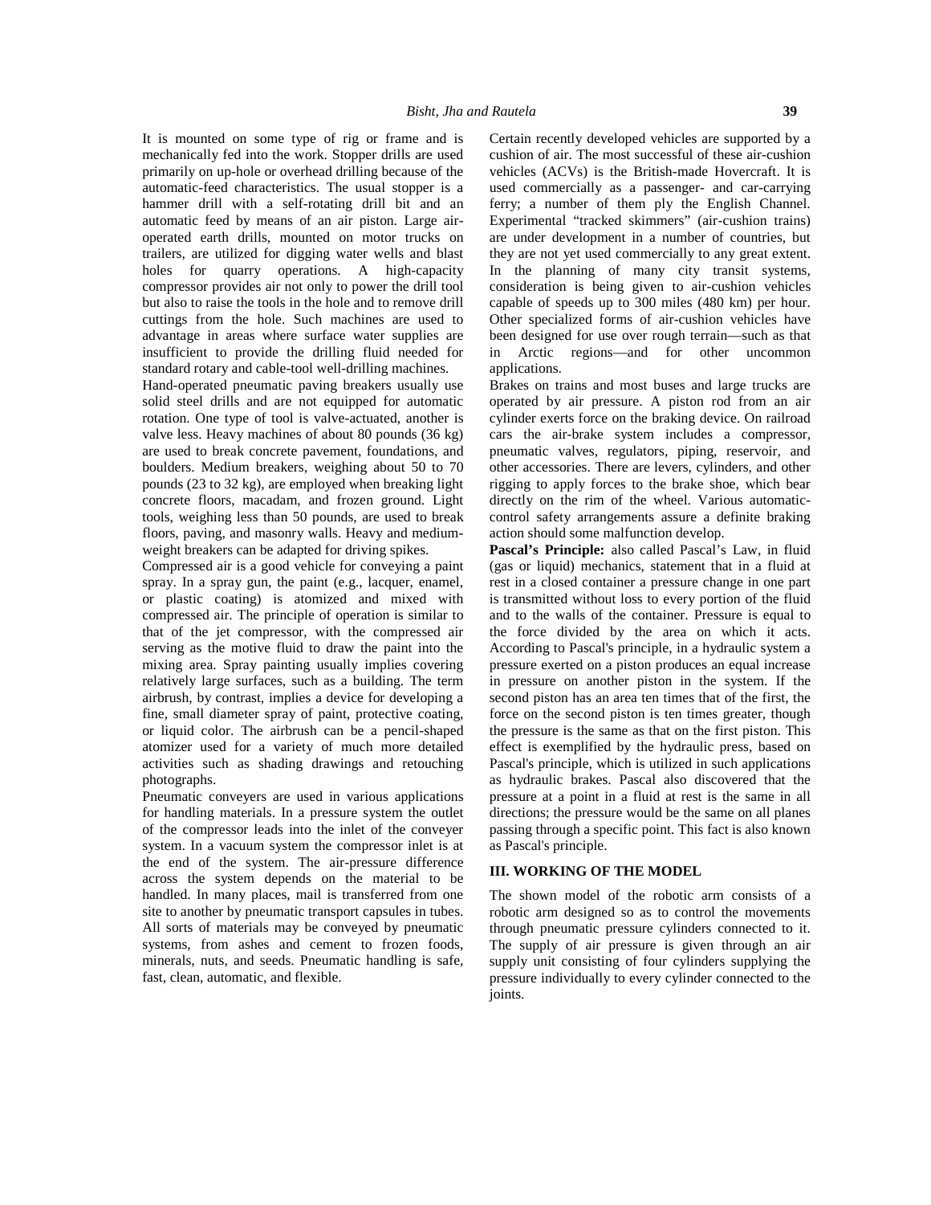It is mounted on some type of rig or frame and is mechanically fed into the work. Stopper drills are used primarily on up-hole or overhead drilling because of the automatic-feed characteristics. The usual stopper is a hammer drill with a self-rotating drill bit and an automatic feed by means of an air piston. Large air-operated earth drills, mounted on motor trucks on trailers, are utilized for digging water wells and blast holes for quarry operations. A high-capacity compressor provides air not only to power the drill tool but also to raise the tools in the hole and to remove drill cuttings from the hole. Such machines are used to advantage in areas where surface water supplies are insufficient to provide the drilling fluid needed for standard rotary and cable-tool well-drilling machines.

Hand-operated pneumatic paving breakers usually use solid steel drills and are not equipped for automatic rotation. One type of tool is valve-actuated, another is valve less. Heavy machines of about 80 pounds (36 kg) are used to break concrete pavement, foundations, and boulders. Medium breakers, weighing about 50 to 70 pounds (23 to 32 kg), are employed when breaking light concrete floors, macadam, and frozen ground. Light tools, weighing less than 50 pounds, are used to break floors, paving, and masonry walls. Heavy and medium-weight breakers can be adapted for driving spikes.

Compressed air is a good vehicle for conveying a paint spray. In a spray gun, the paint (e.g., lacquer, enamel, or plastic coating) is atomized and mixed with compressed air. The principle of operation is similar to that of the jet compressor, with the compressed air serving as the motive fluid to draw the paint into the mixing area. Spray painting usually implies covering relatively large surfaces, such as a building. The term airbrush, by contrast, implies a device for developing a fine, small diameter spray of paint, protective coating, or liquid color. The airbrush can be a pencil-shaped atomizer used for a variety of much more detailed activities such as shading drawings and retouching photographs.

Pneumatic conveyers are used in various applications for handling materials. In a pressure system the outlet of the compressor leads into the inlet of the conveyer system. In a vacuum system the compressor inlet is at the end of the system. The air-pressure difference across the system depends on the material to be handled. In many places, mail is transferred from one site to another by pneumatic transport capsules in tubes. All sorts of materials may be conveyed by pneumatic systems, from ashes and cement to frozen foods, minerals, nuts, and seeds. Pneumatic handling is safe, fast, clean, automatic, and flexible.

Certain recently developed vehicles are supported by a cushion of air. The most successful of these air-cushion vehicles (ACVs) is the British-made Hovercraft. It is used commercially as a passenger- and car-carrying ferry; a number of them ply the English Channel. Experimental "tracked skimmers" (air-cushion trains) are under development in a number of countries, but they are not yet used commercially to any great extent. In the planning of many city transit systems, consideration is being given to air-cushion vehicles capable of speeds up to 300 miles (480 km) per hour. Other specialized forms of air-cushion vehicles have been designed for use over rough terrain—such as that in Arctic regions—and for other uncommon applications.

Brakes on trains and most buses and large trucks are operated by air pressure. A piston rod from an air cylinder exerts force on the braking device. On railroad cars the air-brake system includes a compressor, pneumatic valves, regulators, piping, reservoir, and other accessories. There are levers, cylinders, and other rigging to apply forces to the brake shoe, which bear directly on the rim of the wheel. Various automatic-control safety arrangements assure a definite braking action should some malfunction develop.

**Pascal's Principle:** also called Pascal's Law, in fluid (gas or liquid) mechanics, statement that in a fluid at rest in a closed container a pressure change in one part is transmitted without loss to every portion of the fluid and to the walls of the container. Pressure is equal to the force divided by the area on which it acts. According to Pascal's principle, in a hydraulic system a pressure exerted on a piston produces an equal increase in pressure on another piston in the system. If the second piston has an area ten times that of the first, the force on the second piston is ten times greater, though the pressure is the same as that on the first piston. This effect is exemplified by the hydraulic press, based on Pascal's principle, which is utilized in such applications as hydraulic brakes. Pascal also discovered that the pressure at a point in a fluid at rest is the same in all directions; the pressure would be the same on all planes passing through a specific point. This fact is also known as Pascal's principle.

## III. WORKING OF THE MODEL

The shown model of the robotic arm consists of a robotic arm designed so as to control the movements through pneumatic pressure cylinders connected to it. The supply of air pressure is given through an air supply unit consisting of four cylinders supplying the pressure individually to every cylinder connected to the joints.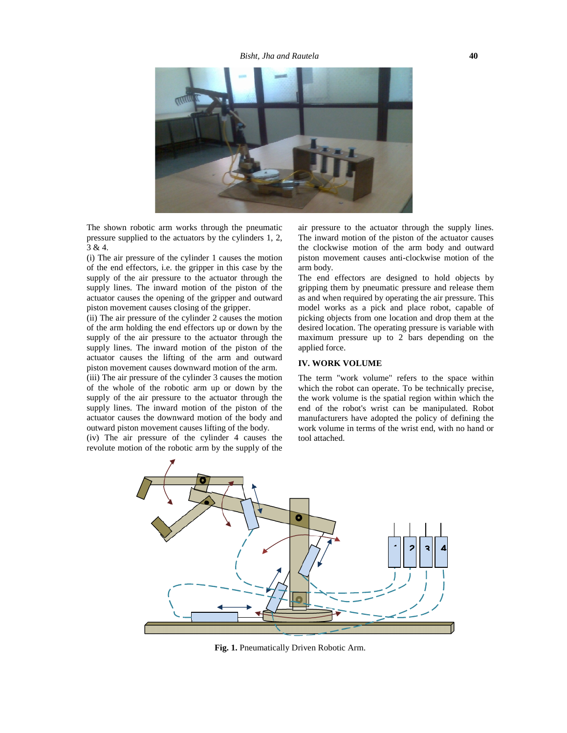The shown robotic arm works through the pneumatic pressure supplied to the actuators by the cylinders 1, 2, 3 & 4.

(i) The air pressure of the cylinder 1 causes the motion of the end effectors, i.e. the gripper in this case by the supply of the air pressure to the actuator through the supply lines. The inward motion of the piston of the actuator causes the opening of the gripper and outward piston movement causes closing of the gripper.

(ii) The air pressure of the cylinder 2 causes the motion of the arm holding the end effectors up or down by the supply of the air pressure to the actuator through the supply lines. The inward motion of the piston of the actuator causes the lifting of the arm and outward piston movement causes downward motion of the arm.

(iii) The air pressure of the cylinder 3 causes the motion of the whole of the robotic arm up or down by the supply of the air pressure to the actuator through the supply lines. The inward motion of the piston of the actuator causes the downward motion of the body and outward piston movement causes lifting of the body.

(iv) The air pressure of the cylinder 4 causes the revolute motion of the robotic arm by the supply of the air pressure to the actuator through the supply lines. The inward motion of the piston of the actuator causes the clockwise motion of the arm body and outward piston movement causes anti-clockwise motion of the arm body.

The end effectors are designed to hold objects by gripping them by pneumatic pressure and release them as and when required by operating the air pressure. This model works as a pick and place robot, capable of picking objects from one location and drop them at the desired location. The operating pressure is variable with maximum pressure up to 2 bars depending on the applied force.

## IV. WORK VOLUME

The term "work volume" refers to the space within which the robot can operate. To be technically precise, the work volume is the spatial region within which the end of the robot's wrist can be manipulated. Robot manufacturers have adopted the policy of defining the work volume in terms of the wrist end, with no hand or tool attached.

**Fig. 1.** Pneumatically Driven Robotic Arm.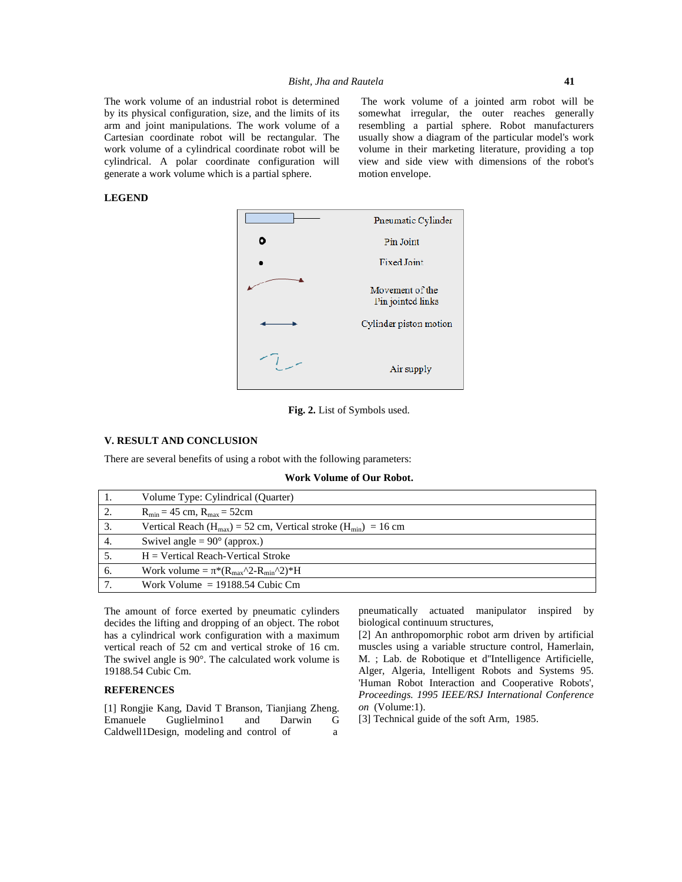The work volume of an industrial robot is determined by its physical configuration, size, and the limits of its arm and joint manipulations. The work volume of a Cartesian coordinate robot will be rectangular. The work volume of a cylindrical coordinate robot will be cylindrical. A polar coordinate configuration will generate a work volume which is a partial sphere.

The work volume of a jointed arm robot will be somewhat irregular, the outer reaches generally resembling a partial sphere. Robot manufacturers usually show a diagram of the particular model's work volume in their marketing literature, providing a top view and side view with dimensions of the robot's motion envelope.

**LEGEND**

| Symbol | Meaning |
|---|---|
| | Pneumatic Cylinder |
| | Pin Joint |
| | Fixed Joint |
| | Movement of the Pin jointed links |
| | Cylinder piston motion |
| | Air supply |

**Fig. 2.** List of Symbols used.

## V. RESULT AND CONCLUSION

There are several benefits of using a robot with the following parameters:

**Work Volume of Our Robot.**

| | |
|---|---|
| 1. | Volume Type: Cylindrical (Quarter) |
| 2. | $R_{min}$ = 45 cm, $R_{max}$ = 52cm |
| 3. | Vertical Reach ($H_{max}$) = 52 cm, Vertical stroke ($H_{min}$) = 16 cm |
| 4. | Swivel angle = 90° (approx.) |
| 5. | H = Vertical Reach-Vertical Stroke |
| 6. | Work volume = $\pi*(R_{max}{}^2-R_{min}{}^2)*H$ |
| 7. | Work Volume = 19188.54 Cubic Cm |

The amount of force exerted by pneumatic cylinders decides the lifting and dropping of an object. The robot has a cylindrical work configuration with a maximum vertical reach of 52 cm and vertical stroke of 16 cm. The swivel angle is 90°. The calculated work volume is 19188.54 Cubic Cm.

## REFERENCES

[1] Rongjie Kang, David T Branson, Tianjiang Zheng. Emanuele Guglielmino1 and Darwin G Caldwell1Design, modeling and control of a pneumatically actuated manipulator inspired by biological continuum structures,

[2] An anthropomorphic robot arm driven by artificial muscles using a variable structure control, Hamerlain, M. ; Lab. de Robotique et d''Intelligence Artificielle, Alger, Algeria, Intelligent Robots and Systems 95. 'Human Robot Interaction and Cooperative Robots', *Proceedings. 1995 IEEE/RSJ International Conference on* (Volume:1).

[3] Technical guide of the soft Arm, 1985.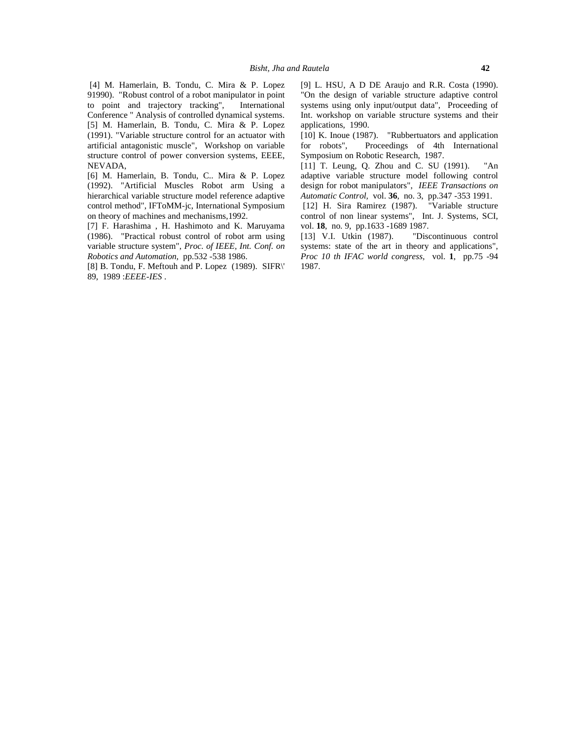[4] M. Hamerlain, B. Tondu, C. Mira & P. Lopez 91990). "Robust control of a robot manipulator in point to point and trajectory tracking", International Conference " Analysis of controlled dynamical systems.

[5] M. Hamerlain, B. Tondu, C. Mira & P. Lopez (1991). "Variable structure control for an actuator with artificial antagonistic muscle", Workshop on variable structure control of power conversion systems, EEEE, NEVADA,

[6] M. Hamerlain, B. Tondu, C.. Mira & P. Lopez (1992). "Artificial Muscles Robot arm Using a hierarchical variable structure model reference adaptive control method", IFToMM-jc, International Symposium on theory of machines and mechanisms,1992.

[7] F. Harashima , H. Hashimoto and K. Maruyama (1986). "Practical robust control of robot arm using variable structure system", *Proc. of IEEE, Int. Conf. on Robotics and Automation,* pp.532 -538 1986.

[8] B. Tondu, F. Meftouh and P. Lopez (1989). SIFR\' 89, 1989 :*EEEE-IES* .

[9] L. HSU, A D DE Araujo and R.R. Costa (1990). "On the design of variable structure adaptive control systems using only input/output data", Proceeding of Int. workshop on variable structure systems and their applications, 1990.

[10] K. Inoue (1987). "Rubbertuators and application for robots", Proceedings of 4th International Symposium on Robotic Research, 1987.

[11] T. Leung, Q. Zhou and C. SU (1991). "An adaptive variable structure model following control design for robot manipulators", *IEEE Transactions on Automatic Control,* vol. **36**, no. 3, pp.347 -353 1991.

[12] H. Sira Ramirez (1987). "Variable structure control of non linear systems", Int. J. Systems, SCI, vol. **18**, no. 9, pp.1633 -1689 1987.

[13] V.I. Utkin (1987). "Discontinuous control systems: state of the art in theory and applications", *Proc 10 th IFAC world congress,* vol. **1**, pp.75 -94 1987.